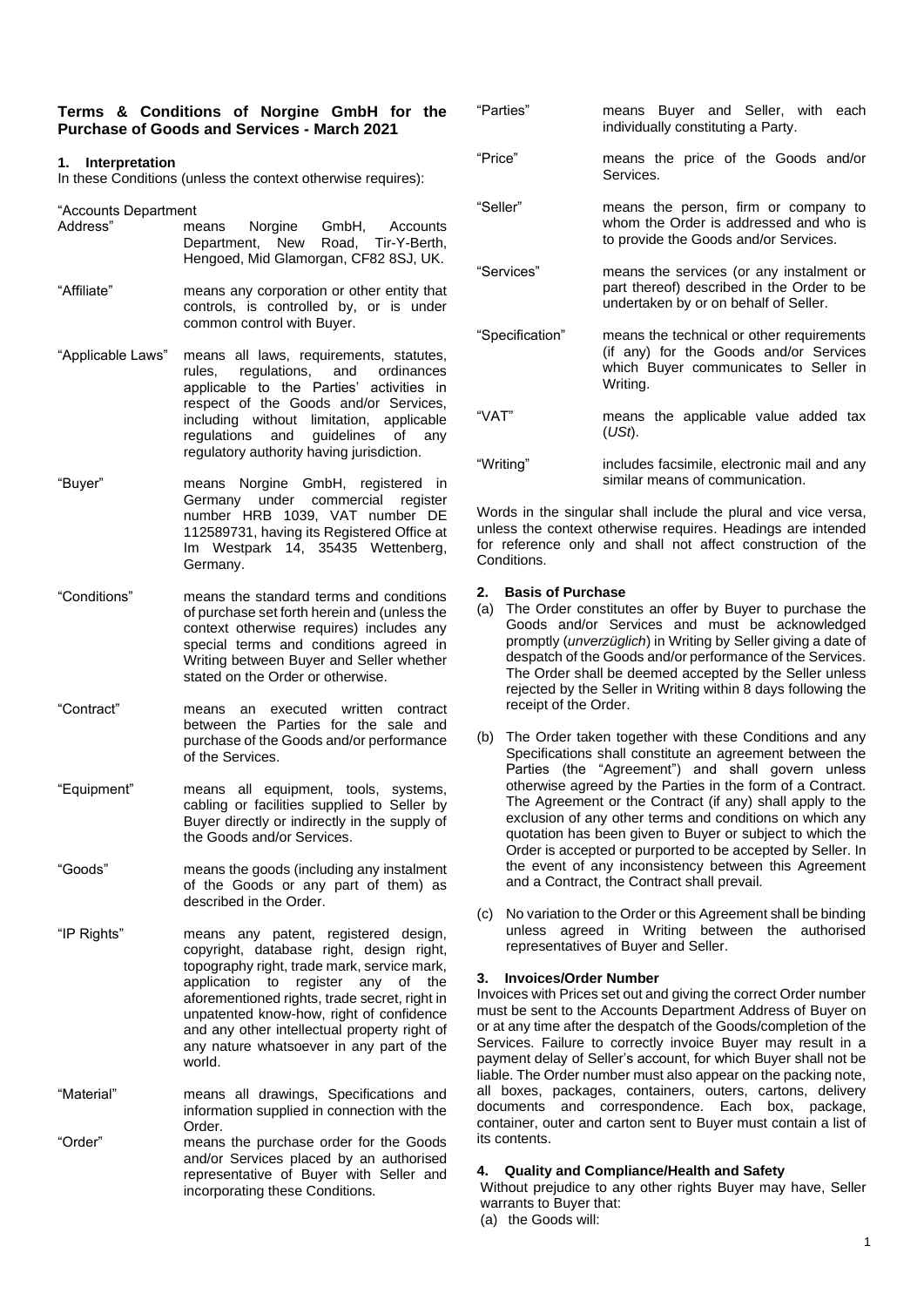## Terms & Conditions of Norgine GmbH for the Purchase of Goods and Services - March 2021

### 1. Interpretation

In these Conditions (unless the context otherwise requires):

| | |
|---|---|
| "Accounts Department Address" | means Norgine GmbH, Accounts Department, New Road, Tir-Y-Berth, Hengoed, Mid Glamorgan, CF82 8SJ, UK. |
| "Affiliate" | means any corporation or other entity that controls, is controlled by, or is under common control with Buyer. |
| "Applicable Laws" | means all laws, requirements, statutes, rules, regulations, and ordinances applicable to the Parties' activities in respect of the Goods and/or Services, including without limitation, applicable regulations and guidelines of any regulatory authority having jurisdiction. |
| "Buyer" | means Norgine GmbH, registered in Germany under commercial register number HRB 1039, VAT number DE 112589731, having its Registered Office at Im Westpark 14, 35435 Wettenberg, Germany. |
| "Conditions" | means the standard terms and conditions of purchase set forth herein and (unless the context otherwise requires) includes any special terms and conditions agreed in Writing between Buyer and Seller whether stated on the Order or otherwise. |
| "Contract" | means an executed written contract between the Parties for the sale and purchase of the Goods and/or performance of the Services. |
| "Equipment" | means all equipment, tools, systems, cabling or facilities supplied to Seller by Buyer directly or indirectly in the supply of the Goods and/or Services. |
| "Goods" | means the goods (including any instalment of the Goods or any part of them) as described in the Order. |
| "IP Rights" | means any patent, registered design, copyright, database right, design right, topography right, trade mark, service mark, application to register any of the aforementioned rights, trade secret, right in unpatented know-how, right of confidence and any other intellectual property right of any nature whatsoever in any part of the world. |
| "Material" | means all drawings, Specifications and information supplied in connection with the Order. |
| "Order" | means the purchase order for the Goods and/or Services placed by an authorised representative of Buyer with Seller and incorporating these Conditions. |
| "Parties" | means Buyer and Seller, with each individually constituting a Party. |
| "Price" | means the price of the Goods and/or Services. |
| "Seller" | means the person, firm or company to whom the Order is addressed and who is to provide the Goods and/or Services. |
| "Services" | means the services (or any instalment or part thereof) described in the Order to be undertaken by or on behalf of Seller. |
| "Specification" | means the technical or other requirements (if any) for the Goods and/or Services which Buyer communicates to Seller in Writing. |
| "VAT" | means the applicable value added tax (*USt*). |
| "Writing" | includes facsimile, electronic mail and any similar means of communication. |

Words in the singular shall include the plural and vice versa, unless the context otherwise requires. Headings are intended for reference only and shall not affect construction of the Conditions.

### 2. Basis of Purchase

(a) The Order constitutes an offer by Buyer to purchase the Goods and/or Services and must be acknowledged promptly (*unverzüglich*) in Writing by Seller giving a date of despatch of the Goods and/or performance of the Services. The Order shall be deemed accepted by the Seller unless rejected by the Seller in Writing within 8 days following the receipt of the Order.

(b) The Order taken together with these Conditions and any Specifications shall constitute an agreement between the Parties (the "Agreement") and shall govern unless otherwise agreed by the Parties in the form of a Contract. The Agreement or the Contract (if any) shall apply to the exclusion of any other terms and conditions on which any quotation has been given to Buyer or subject to which the Order is accepted or purported to be accepted by Seller. In the event of any inconsistency between this Agreement and a Contract, the Contract shall prevail.

(c) No variation to the Order or this Agreement shall be binding unless agreed in Writing between the authorised representatives of Buyer and Seller.

### 3. Invoices/Order Number

Invoices with Prices set out and giving the correct Order number must be sent to the Accounts Department Address of Buyer on or at any time after the despatch of the Goods/completion of the Services. Failure to correctly invoice Buyer may result in a payment delay of Seller's account, for which Buyer shall not be liable. The Order number must also appear on the packing note, all boxes, packages, containers, outers, cartons, delivery documents and correspondence. Each box, package, container, outer and carton sent to Buyer must contain a list of its contents.

### 4. Quality and Compliance/Health and Safety

Without prejudice to any other rights Buyer may have, Seller warrants to Buyer that:

(a) the Goods will: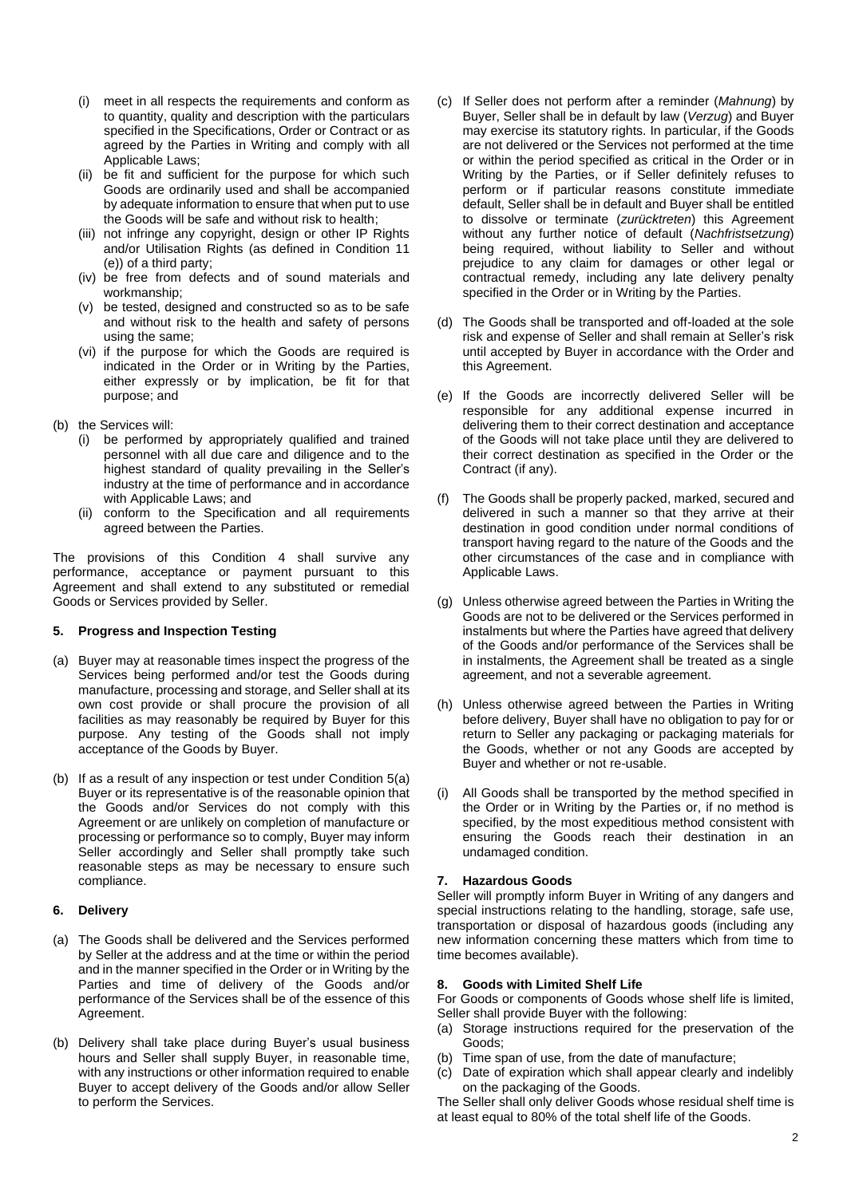(i) meet in all respects the requirements and conform as to quantity, quality and description with the particulars specified in the Specifications, Order or Contract or as agreed by the Parties in Writing and comply with all Applicable Laws;

(ii) be fit and sufficient for the purpose for which such Goods are ordinarily used and shall be accompanied by adequate information to ensure that when put to use the Goods will be safe and without risk to health;

(iii) not infringe any copyright, design or other IP Rights and/or Utilisation Rights (as defined in Condition 11 (e)) of a third party;

(iv) be free from defects and of sound materials and workmanship;

(v) be tested, designed and constructed so as to be safe and without risk to the health and safety of persons using the same;

(vi) if the purpose for which the Goods are required is indicated in the Order or in Writing by the Parties, either expressly or by implication, be fit for that purpose; and

(b) the Services will:

(i) be performed by appropriately qualified and trained personnel with all due care and diligence and to the highest standard of quality prevailing in the Seller's industry at the time of performance and in accordance with Applicable Laws; and

(ii) conform to the Specification and all requirements agreed between the Parties.

The provisions of this Condition 4 shall survive any performance, acceptance or payment pursuant to this Agreement and shall extend to any substituted or remedial Goods or Services provided by Seller.

**5. Progress and Inspection Testing**

(a) Buyer may at reasonable times inspect the progress of the Services being performed and/or test the Goods during manufacture, processing and storage, and Seller shall at its own cost provide or shall procure the provision of all facilities as may reasonably be required by Buyer for this purpose. Any testing of the Goods shall not imply acceptance of the Goods by Buyer.

(b) If as a result of any inspection or test under Condition 5(a) Buyer or its representative is of the reasonable opinion that the Goods and/or Services do not comply with this Agreement or are unlikely on completion of manufacture or processing or performance so to comply, Buyer may inform Seller accordingly and Seller shall promptly take such reasonable steps as may be necessary to ensure such compliance.

**6. Delivery**

(a) The Goods shall be delivered and the Services performed by Seller at the address and at the time or within the period and in the manner specified in the Order or in Writing by the Parties and time of delivery of the Goods and/or performance of the Services shall be of the essence of this Agreement.

(b) Delivery shall take place during Buyer's usual business hours and Seller shall supply Buyer, in reasonable time, with any instructions or other information required to enable Buyer to accept delivery of the Goods and/or allow Seller to perform the Services.

(c) If Seller does not perform after a reminder (*Mahnung*) by Buyer, Seller shall be in default by law (*Verzug*) and Buyer may exercise its statutory rights. In particular, if the Goods are not delivered or the Services not performed at the time or within the period specified as critical in the Order or in Writing by the Parties, or if Seller definitely refuses to perform or if particular reasons constitute immediate default, Seller shall be in default and Buyer shall be entitled to dissolve or terminate (*zurücktreten*) this Agreement without any further notice of default (*Nachfristsetzung*) being required, without liability to Seller and without prejudice to any claim for damages or other legal or contractual remedy, including any late delivery penalty specified in the Order or in Writing by the Parties.

(d) The Goods shall be transported and off-loaded at the sole risk and expense of Seller and shall remain at Seller's risk until accepted by Buyer in accordance with the Order and this Agreement.

(e) If the Goods are incorrectly delivered Seller will be responsible for any additional expense incurred in delivering them to their correct destination and acceptance of the Goods will not take place until they are delivered to their correct destination as specified in the Order or the Contract (if any).

(f) The Goods shall be properly packed, marked, secured and delivered in such a manner so that they arrive at their destination in good condition under normal conditions of transport having regard to the nature of the Goods and the other circumstances of the case and in compliance with Applicable Laws.

(g) Unless otherwise agreed between the Parties in Writing the Goods are not to be delivered or the Services performed in instalments but where the Parties have agreed that delivery of the Goods and/or performance of the Services shall be in instalments, the Agreement shall be treated as a single agreement, and not a severable agreement.

(h) Unless otherwise agreed between the Parties in Writing before delivery, Buyer shall have no obligation to pay for or return to Seller any packaging or packaging materials for the Goods, whether or not any Goods are accepted by Buyer and whether or not re-usable.

(i) All Goods shall be transported by the method specified in the Order or in Writing by the Parties or, if no method is specified, by the most expeditious method consistent with ensuring the Goods reach their destination in an undamaged condition.

**7. Hazardous Goods**

Seller will promptly inform Buyer in Writing of any dangers and special instructions relating to the handling, storage, safe use, transportation or disposal of hazardous goods (including any new information concerning these matters which from time to time becomes available).

**8. Goods with Limited Shelf Life**

For Goods or components of Goods whose shelf life is limited, Seller shall provide Buyer with the following:

(a) Storage instructions required for the preservation of the Goods;

(b) Time span of use, from the date of manufacture;

(c) Date of expiration which shall appear clearly and indelibly on the packaging of the Goods.

The Seller shall only deliver Goods whose residual shelf time is at least equal to 80% of the total shelf life of the Goods.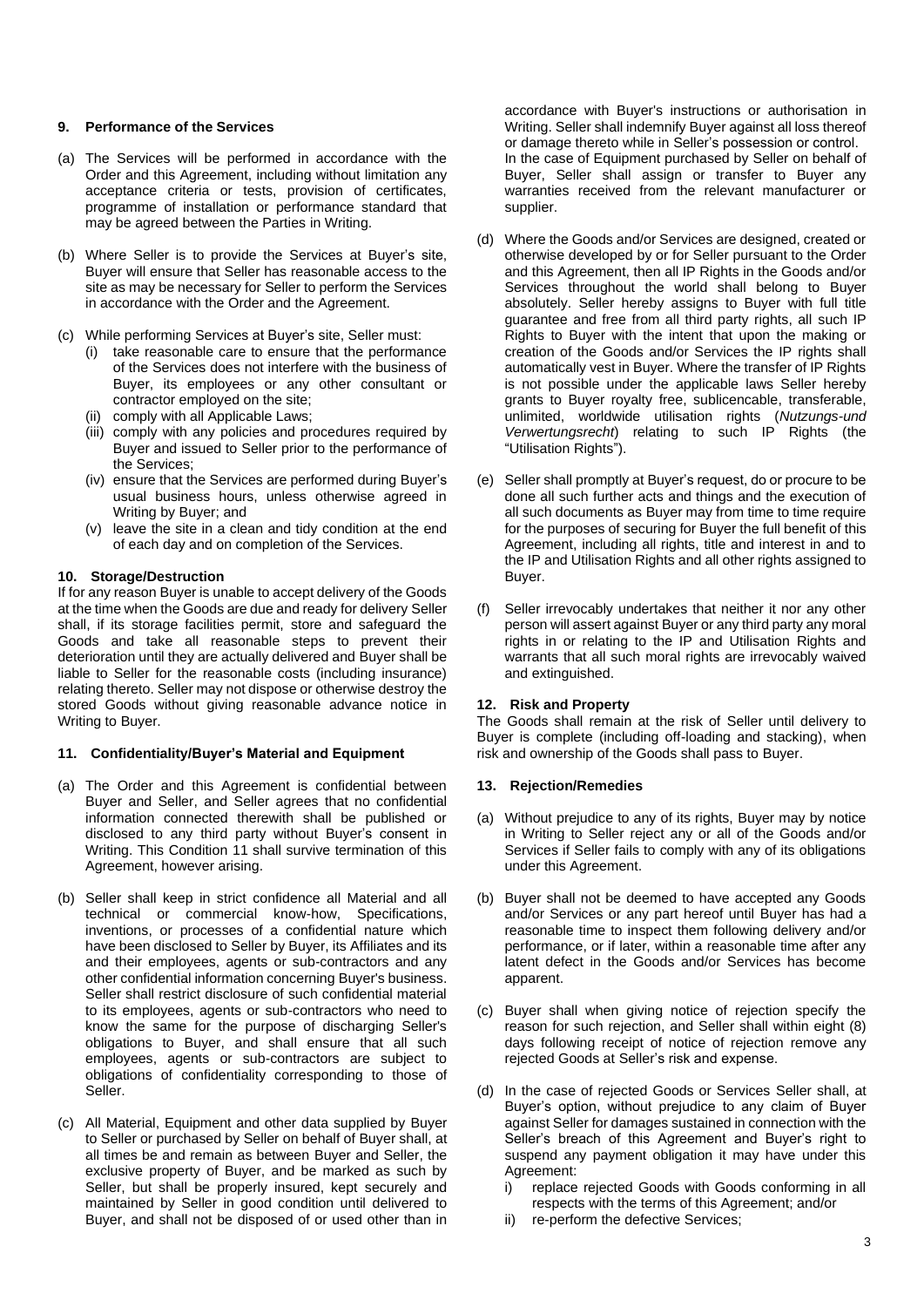### 9. Performance of the Services

(a) The Services will be performed in accordance with the Order and this Agreement, including without limitation any acceptance criteria or tests, provision of certificates, programme of installation or performance standard that may be agreed between the Parties in Writing.

(b) Where Seller is to provide the Services at Buyer's site, Buyer will ensure that Seller has reasonable access to the site as may be necessary for Seller to perform the Services in accordance with the Order and the Agreement.

(c) While performing Services at Buyer's site, Seller must:

   (i) take reasonable care to ensure that the performance of the Services does not interfere with the business of Buyer, its employees or any other consultant or contractor employed on the site;

   (ii) comply with all Applicable Laws;

   (iii) comply with any policies and procedures required by Buyer and issued to Seller prior to the performance of the Services;

   (iv) ensure that the Services are performed during Buyer's usual business hours, unless otherwise agreed in Writing by Buyer; and

   (v) leave the site in a clean and tidy condition at the end of each day and on completion of the Services.

### 10. Storage/Destruction

If for any reason Buyer is unable to accept delivery of the Goods at the time when the Goods are due and ready for delivery Seller shall, if its storage facilities permit, store and safeguard the Goods and take all reasonable steps to prevent their deterioration until they are actually delivered and Buyer shall be liable to Seller for the reasonable costs (including insurance) relating thereto. Seller may not dispose or otherwise destroy the stored Goods without giving reasonable advance notice in Writing to Buyer.

### 11. Confidentiality/Buyer's Material and Equipment

(a) The Order and this Agreement is confidential between Buyer and Seller, and Seller agrees that no confidential information connected therewith shall be published or disclosed to any third party without Buyer's consent in Writing. This Condition 11 shall survive termination of this Agreement, however arising.

(b) Seller shall keep in strict confidence all Material and all technical or commercial know-how, Specifications, inventions, or processes of a confidential nature which have been disclosed to Seller by Buyer, its Affiliates and its and their employees, agents or sub-contractors and any other confidential information concerning Buyer's business. Seller shall restrict disclosure of such confidential material to its employees, agents or sub-contractors who need to know the same for the purpose of discharging Seller's obligations to Buyer, and shall ensure that all such employees, agents or sub-contractors are subject to obligations of confidentiality corresponding to those of Seller.

(c) All Material, Equipment and other data supplied by Buyer to Seller or purchased by Seller on behalf of Buyer shall, at all times be and remain as between Buyer and Seller, the exclusive property of Buyer, and be marked as such by Seller, but shall be properly insured, kept securely and maintained by Seller in good condition until delivered to Buyer, and shall not be disposed of or used other than in accordance with Buyer's instructions or authorisation in Writing. Seller shall indemnify Buyer against all loss thereof or damage thereto while in Seller's possession or control. In the case of Equipment purchased by Seller on behalf of Buyer, Seller shall assign or transfer to Buyer any warranties received from the relevant manufacturer or supplier.

(d) Where the Goods and/or Services are designed, created or otherwise developed by or for Seller pursuant to the Order and this Agreement, then all IP Rights in the Goods and/or Services throughout the world shall belong to Buyer absolutely. Seller hereby assigns to Buyer with full title guarantee and free from all third party rights, all such IP Rights to Buyer with the intent that upon the making or creation of the Goods and/or Services the IP rights shall automatically vest in Buyer. Where the transfer of IP Rights is not possible under the applicable laws Seller hereby grants to Buyer royalty free, sublicencable, transferable, unlimited, worldwide utilisation rights (*Nutzungs-und Verwertungsrecht*) relating to such IP Rights (the "Utilisation Rights").

(e) Seller shall promptly at Buyer's request, do or procure to be done all such further acts and things and the execution of all such documents as Buyer may from time to time require for the purposes of securing for Buyer the full benefit of this Agreement, including all rights, title and interest in and to the IP and Utilisation Rights and all other rights assigned to Buyer.

(f) Seller irrevocably undertakes that neither it nor any other person will assert against Buyer or any third party any moral rights in or relating to the IP and Utilisation Rights and warrants that all such moral rights are irrevocably waived and extinguished.

### 12. Risk and Property

The Goods shall remain at the risk of Seller until delivery to Buyer is complete (including off-loading and stacking), when risk and ownership of the Goods shall pass to Buyer.

### 13. Rejection/Remedies

(a) Without prejudice to any of its rights, Buyer may by notice in Writing to Seller reject any or all of the Goods and/or Services if Seller fails to comply with any of its obligations under this Agreement.

(b) Buyer shall not be deemed to have accepted any Goods and/or Services or any part hereof until Buyer has had a reasonable time to inspect them following delivery and/or performance, or if later, within a reasonable time after any latent defect in the Goods and/or Services has become apparent.

(c) Buyer shall when giving notice of rejection specify the reason for such rejection, and Seller shall within eight (8) days following receipt of notice of rejection remove any rejected Goods at Seller's risk and expense.

(d) In the case of rejected Goods or Services Seller shall, at Buyer's option, without prejudice to any claim of Buyer against Seller for damages sustained in connection with the Seller's breach of this Agreement and Buyer's right to suspend any payment obligation it may have under this Agreement:

   i) replace rejected Goods with Goods conforming in all respects with the terms of this Agreement; and/or

   ii) re-perform the defective Services;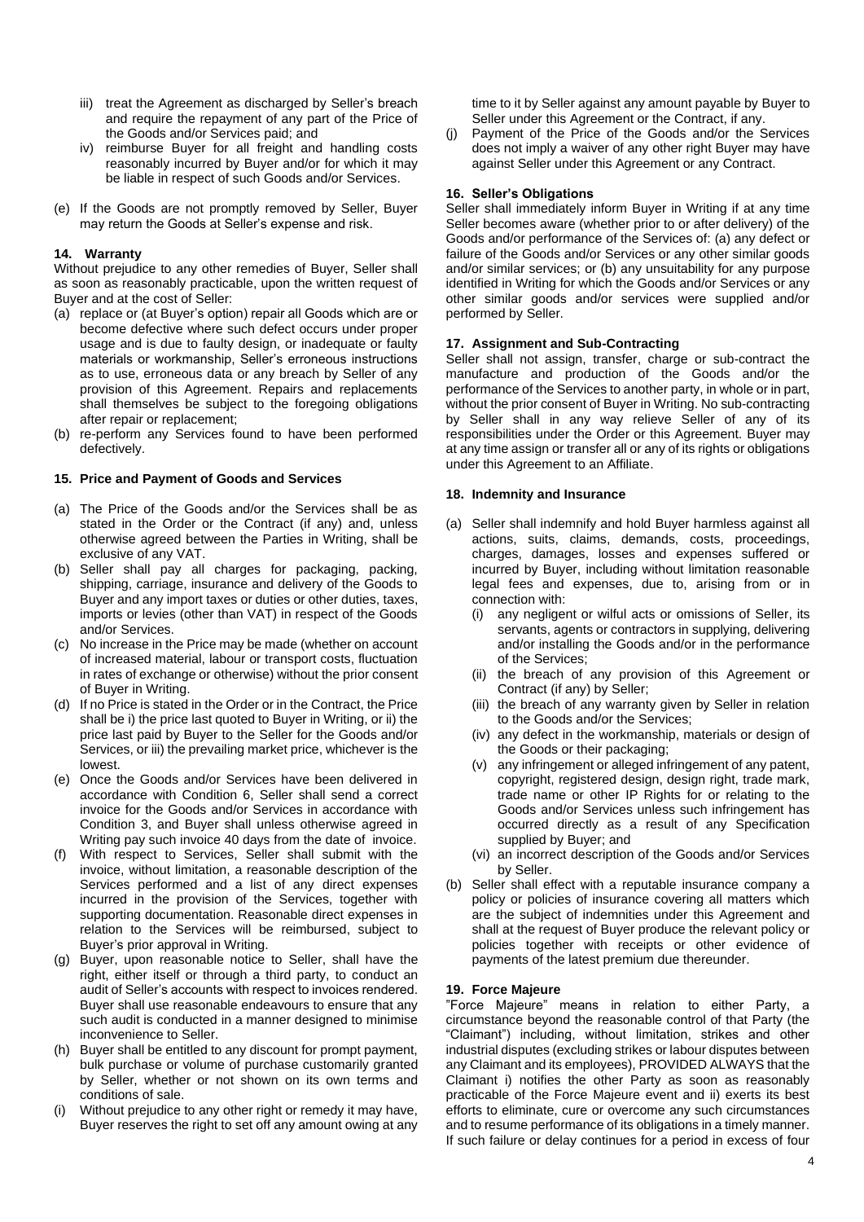iii) treat the Agreement as discharged by Seller's breach and require the repayment of any part of the Price of the Goods and/or Services paid; and

iv) reimburse Buyer for all freight and handling costs reasonably incurred by Buyer and/or for which it may be liable in respect of such Goods and/or Services.

(e) If the Goods are not promptly removed by Seller, Buyer may return the Goods at Seller's expense and risk.

## 14. Warranty

Without prejudice to any other remedies of Buyer, Seller shall as soon as reasonably practicable, upon the written request of Buyer and at the cost of Seller:

(a) replace or (at Buyer's option) repair all Goods which are or become defective where such defect occurs under proper usage and is due to faulty design, or inadequate or faulty materials or workmanship, Seller's erroneous instructions as to use, erroneous data or any breach by Seller of any provision of this Agreement. Repairs and replacements shall themselves be subject to the foregoing obligations after repair or replacement;

(b) re-perform any Services found to have been performed defectively.

## 15. Price and Payment of Goods and Services

(a) The Price of the Goods and/or the Services shall be as stated in the Order or the Contract (if any) and, unless otherwise agreed between the Parties in Writing, shall be exclusive of any VAT.

(b) Seller shall pay all charges for packaging, packing, shipping, carriage, insurance and delivery of the Goods to Buyer and any import taxes or duties or other duties, taxes, imports or levies (other than VAT) in respect of the Goods and/or Services.

(c) No increase in the Price may be made (whether on account of increased material, labour or transport costs, fluctuation in rates of exchange or otherwise) without the prior consent of Buyer in Writing.

(d) If no Price is stated in the Order or in the Contract, the Price shall be i) the price last quoted to Buyer in Writing, or ii) the price last paid by Buyer to the Seller for the Goods and/or Services, or iii) the prevailing market price, whichever is the lowest.

(e) Once the Goods and/or Services have been delivered in accordance with Condition 6, Seller shall send a correct invoice for the Goods and/or Services in accordance with Condition 3, and Buyer shall unless otherwise agreed in Writing pay such invoice 40 days from the date of invoice.

(f) With respect to Services, Seller shall submit with the invoice, without limitation, a reasonable description of the Services performed and a list of any direct expenses incurred in the provision of the Services, together with supporting documentation. Reasonable direct expenses in relation to the Services will be reimbursed, subject to Buyer's prior approval in Writing.

(g) Buyer, upon reasonable notice to Seller, shall have the right, either itself or through a third party, to conduct an audit of Seller's accounts with respect to invoices rendered. Buyer shall use reasonable endeavours to ensure that any such audit is conducted in a manner designed to minimise inconvenience to Seller.

(h) Buyer shall be entitled to any discount for prompt payment, bulk purchase or volume of purchase customarily granted by Seller, whether or not shown on its own terms and conditions of sale.

(i) Without prejudice to any other right or remedy it may have, Buyer reserves the right to set off any amount owing at any time to it by Seller against any amount payable by Buyer to Seller under this Agreement or the Contract, if any.

(j) Payment of the Price of the Goods and/or the Services does not imply a waiver of any other right Buyer may have against Seller under this Agreement or any Contract.

## 16. Seller's Obligations

Seller shall immediately inform Buyer in Writing if at any time Seller becomes aware (whether prior to or after delivery) of the Goods and/or performance of the Services of: (a) any defect or failure of the Goods and/or Services or any other similar goods and/or similar services; or (b) any unsuitability for any purpose identified in Writing for which the Goods and/or Services or any other similar goods and/or services were supplied and/or performed by Seller.

## 17. Assignment and Sub-Contracting

Seller shall not assign, transfer, charge or sub-contract the manufacture and production of the Goods and/or the performance of the Services to another party, in whole or in part, without the prior consent of Buyer in Writing. No sub-contracting by Seller shall in any way relieve Seller of any of its responsibilities under the Order or this Agreement. Buyer may at any time assign or transfer all or any of its rights or obligations under this Agreement to an Affiliate.

## 18. Indemnity and Insurance

(a) Seller shall indemnify and hold Buyer harmless against all actions, suits, claims, demands, costs, proceedings, charges, damages, losses and expenses suffered or incurred by Buyer, including without limitation reasonable legal fees and expenses, due to, arising from or in connection with:

   (i) any negligent or wilful acts or omissions of Seller, its servants, agents or contractors in supplying, delivering and/or installing the Goods and/or in the performance of the Services;

   (ii) the breach of any provision of this Agreement or Contract (if any) by Seller;

   (iii) the breach of any warranty given by Seller in relation to the Goods and/or the Services;

   (iv) any defect in the workmanship, materials or design of the Goods or their packaging;

   (v) any infringement or alleged infringement of any patent, copyright, registered design, design right, trade mark, trade name or other IP Rights for or relating to the Goods and/or Services unless such infringement has occurred directly as a result of any Specification supplied by Buyer; and

   (vi) an incorrect description of the Goods and/or Services by Seller.

(b) Seller shall effect with a reputable insurance company a policy or policies of insurance covering all matters which are the subject of indemnities under this Agreement and shall at the request of Buyer produce the relevant policy or policies together with receipts or other evidence of payments of the latest premium due thereunder.

## 19. Force Majeure

"Force Majeure" means in relation to either Party, a circumstance beyond the reasonable control of that Party (the "Claimant") including, without limitation, strikes and other industrial disputes (excluding strikes or labour disputes between any Claimant and its employees), PROVIDED ALWAYS that the Claimant i) notifies the other Party as soon as reasonably practicable of the Force Majeure event and ii) exerts its best efforts to eliminate, cure or overcome any such circumstances and to resume performance of its obligations in a timely manner. If such failure or delay continues for a period in excess of four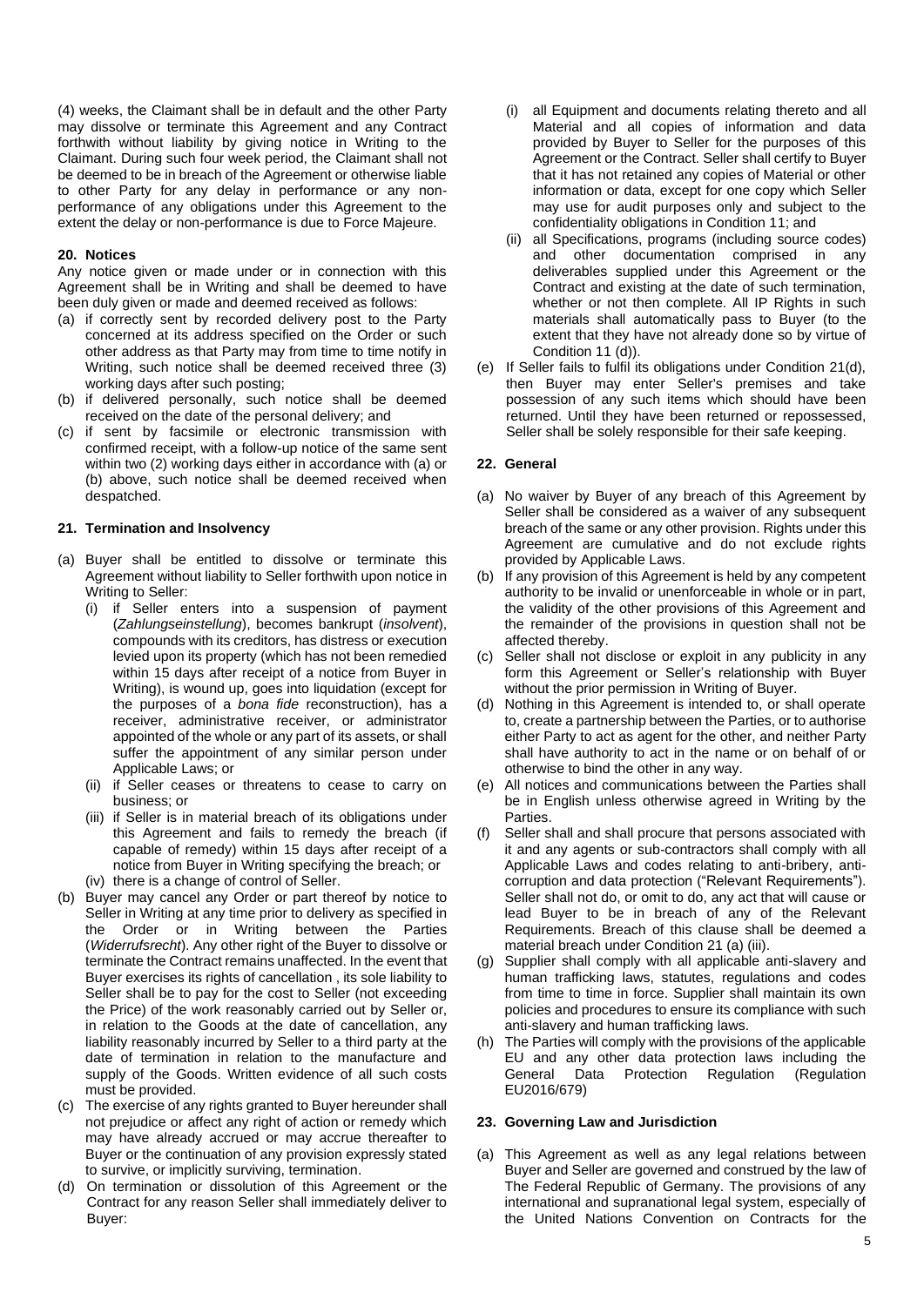(4) weeks, the Claimant shall be in default and the other Party may dissolve or terminate this Agreement and any Contract forthwith without liability by giving notice in Writing to the Claimant. During such four week period, the Claimant shall not be deemed to be in breach of the Agreement or otherwise liable to other Party for any delay in performance or any non-performance of any obligations under this Agreement to the extent the delay or non-performance is due to Force Majeure.

## 20. Notices

Any notice given or made under or in connection with this Agreement shall be in Writing and shall be deemed to have been duly given or made and deemed received as follows:

(a) if correctly sent by recorded delivery post to the Party concerned at its address specified on the Order or such other address as that Party may from time to time notify in Writing, such notice shall be deemed received three (3) working days after such posting;

(b) if delivered personally, such notice shall be deemed received on the date of the personal delivery; and

(c) if sent by facsimile or electronic transmission with confirmed receipt, with a follow-up notice of the same sent within two (2) working days either in accordance with (a) or (b) above, such notice shall be deemed received when despatched.

## 21. Termination and Insolvency

(a) Buyer shall be entitled to dissolve or terminate this Agreement without liability to Seller forthwith upon notice in Writing to Seller:

 (i) if Seller enters into a suspension of payment (*Zahlungseinstellung*), becomes bankrupt (*insolvent*), compounds with its creditors, has distress or execution levied upon its property (which has not been remedied within 15 days after receipt of a notice from Buyer in Writing), is wound up, goes into liquidation (except for the purposes of a *bona fide* reconstruction), has a receiver, administrative receiver, or administrator appointed of the whole or any part of its assets, or shall suffer the appointment of any similar person under Applicable Laws; or

 (ii) if Seller ceases or threatens to cease to carry on business; or

 (iii) if Seller is in material breach of its obligations under this Agreement and fails to remedy the breach (if capable of remedy) within 15 days after receipt of a notice from Buyer in Writing specifying the breach; or

 (iv) there is a change of control of Seller.

(b) Buyer may cancel any Order or part thereof by notice to Seller in Writing at any time prior to delivery as specified in the Order or in Writing between the Parties (*Widerrufsrecht*). Any other right of the Buyer to dissolve or terminate the Contract remains unaffected. In the event that Buyer exercises its rights of cancellation , its sole liability to Seller shall be to pay for the cost to Seller (not exceeding the Price) of the work reasonably carried out by Seller or, in relation to the Goods at the date of cancellation, any liability reasonably incurred by Seller to a third party at the date of termination in relation to the manufacture and supply of the Goods. Written evidence of all such costs must be provided.

(c) The exercise of any rights granted to Buyer hereunder shall not prejudice or affect any right of action or remedy which may have already accrued or may accrue thereafter to Buyer or the continuation of any provision expressly stated to survive, or implicitly surviving, termination.

(d) On termination or dissolution of this Agreement or the Contract for any reason Seller shall immediately deliver to Buyer:

 (i) all Equipment and documents relating thereto and all Material and all copies of information and data provided by Buyer to Seller for the purposes of this Agreement or the Contract. Seller shall certify to Buyer that it has not retained any copies of Material or other information or data, except for one copy which Seller may use for audit purposes only and subject to the confidentiality obligations in Condition 11; and

 (ii) all Specifications, programs (including source codes) and other documentation comprised in any deliverables supplied under this Agreement or the Contract and existing at the date of such termination, whether or not then complete. All IP Rights in such materials shall automatically pass to Buyer (to the extent that they have not already done so by virtue of Condition 11 (d)).

(e) If Seller fails to fulfil its obligations under Condition 21(d), then Buyer may enter Seller's premises and take possession of any such items which should have been returned. Until they have been returned or repossessed, Seller shall be solely responsible for their safe keeping.

## 22. General

(a) No waiver by Buyer of any breach of this Agreement by Seller shall be considered as a waiver of any subsequent breach of the same or any other provision. Rights under this Agreement are cumulative and do not exclude rights provided by Applicable Laws.

(b) If any provision of this Agreement is held by any competent authority to be invalid or unenforceable in whole or in part, the validity of the other provisions of this Agreement and the remainder of the provisions in question shall not be affected thereby.

(c) Seller shall not disclose or exploit in any publicity in any form this Agreement or Seller's relationship with Buyer without the prior permission in Writing of Buyer.

(d) Nothing in this Agreement is intended to, or shall operate to, create a partnership between the Parties, or to authorise either Party to act as agent for the other, and neither Party shall have authority to act in the name or on behalf of or otherwise to bind the other in any way.

(e) All notices and communications between the Parties shall be in English unless otherwise agreed in Writing by the Parties.

(f) Seller shall and shall procure that persons associated with it and any agents or sub-contractors shall comply with all Applicable Laws and codes relating to anti-bribery, anti-corruption and data protection ("Relevant Requirements"). Seller shall not do, or omit to do, any act that will cause or lead Buyer to be in breach of any of the Relevant Requirements. Breach of this clause shall be deemed a material breach under Condition 21 (a) (iii).

(g) Supplier shall comply with all applicable anti-slavery and human trafficking laws, statutes, regulations and codes from time to time in force. Supplier shall maintain its own policies and procedures to ensure its compliance with such anti-slavery and human trafficking laws.

(h) The Parties will comply with the provisions of the applicable EU and any other data protection laws including the General Data Protection Regulation (Regulation EU2016/679)

## 23. Governing Law and Jurisdiction

(a) This Agreement as well as any legal relations between Buyer and Seller are governed and construed by the law of The Federal Republic of Germany. The provisions of any international and supranational legal system, especially of the United Nations Convention on Contracts for the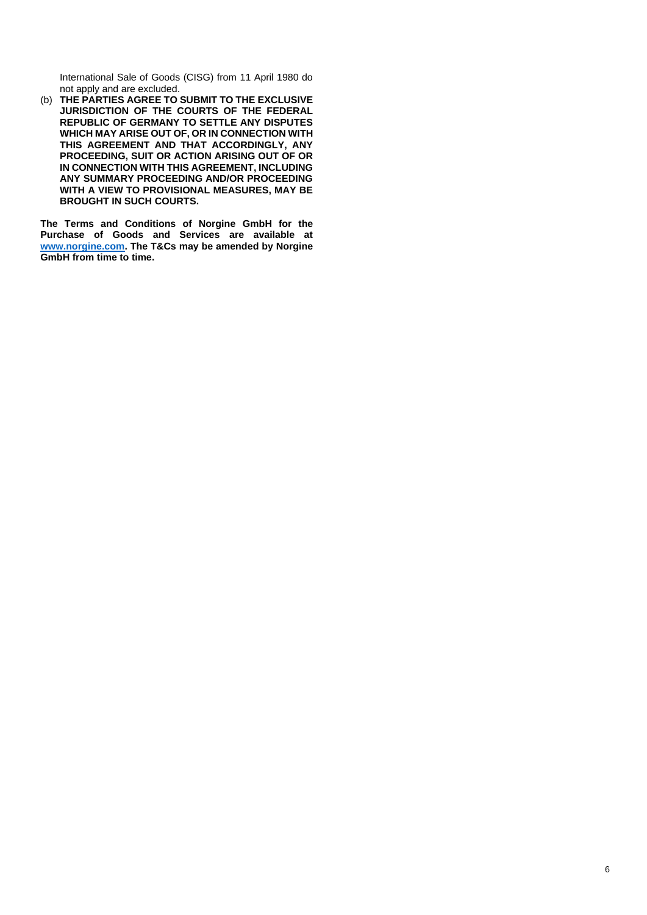International Sale of Goods (CISG) from 11 April 1980 do not apply and are excluded.

(b) **THE PARTIES AGREE TO SUBMIT TO THE EXCLUSIVE JURISDICTION OF THE COURTS OF THE FEDERAL REPUBLIC OF GERMANY TO SETTLE ANY DISPUTES WHICH MAY ARISE OUT OF, OR IN CONNECTION WITH THIS AGREEMENT AND THAT ACCORDINGLY, ANY PROCEEDING, SUIT OR ACTION ARISING OUT OF OR IN CONNECTION WITH THIS AGREEMENT, INCLUDING ANY SUMMARY PROCEEDING AND/OR PROCEEDING WITH A VIEW TO PROVISIONAL MEASURES, MAY BE BROUGHT IN SUCH COURTS.**

**The Terms and Conditions of Norgine GmbH for the Purchase of Goods and Services are available at [www.norgine.com](http://www.norgine.com). The T&Cs may be amended by Norgine GmbH from time to time.**